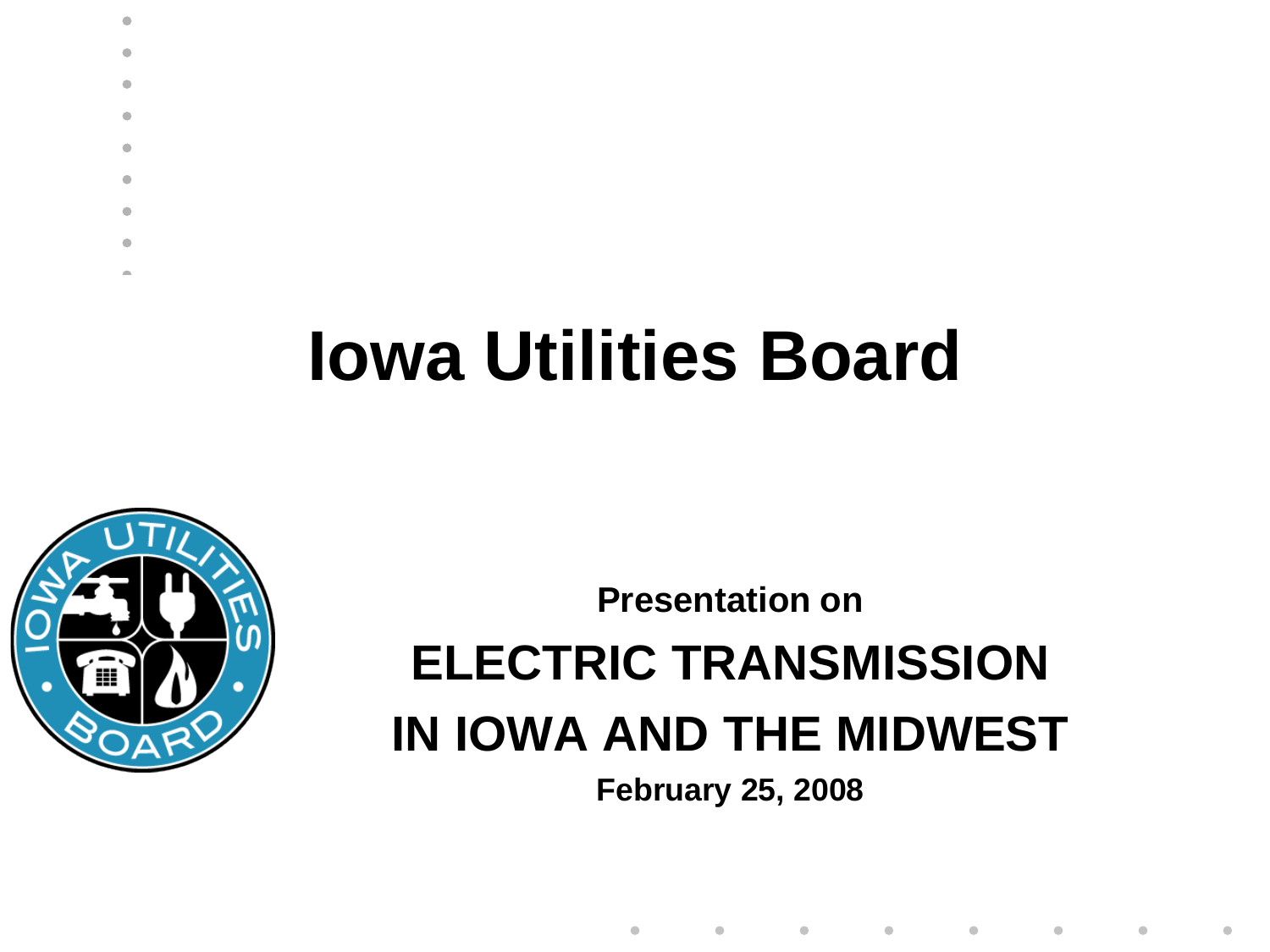# Iowa Utilities Board

**Presentation on**

## ELECTRIC TRANSMISSION IN IOWA AND THE MIDWEST

**February 25, 2008**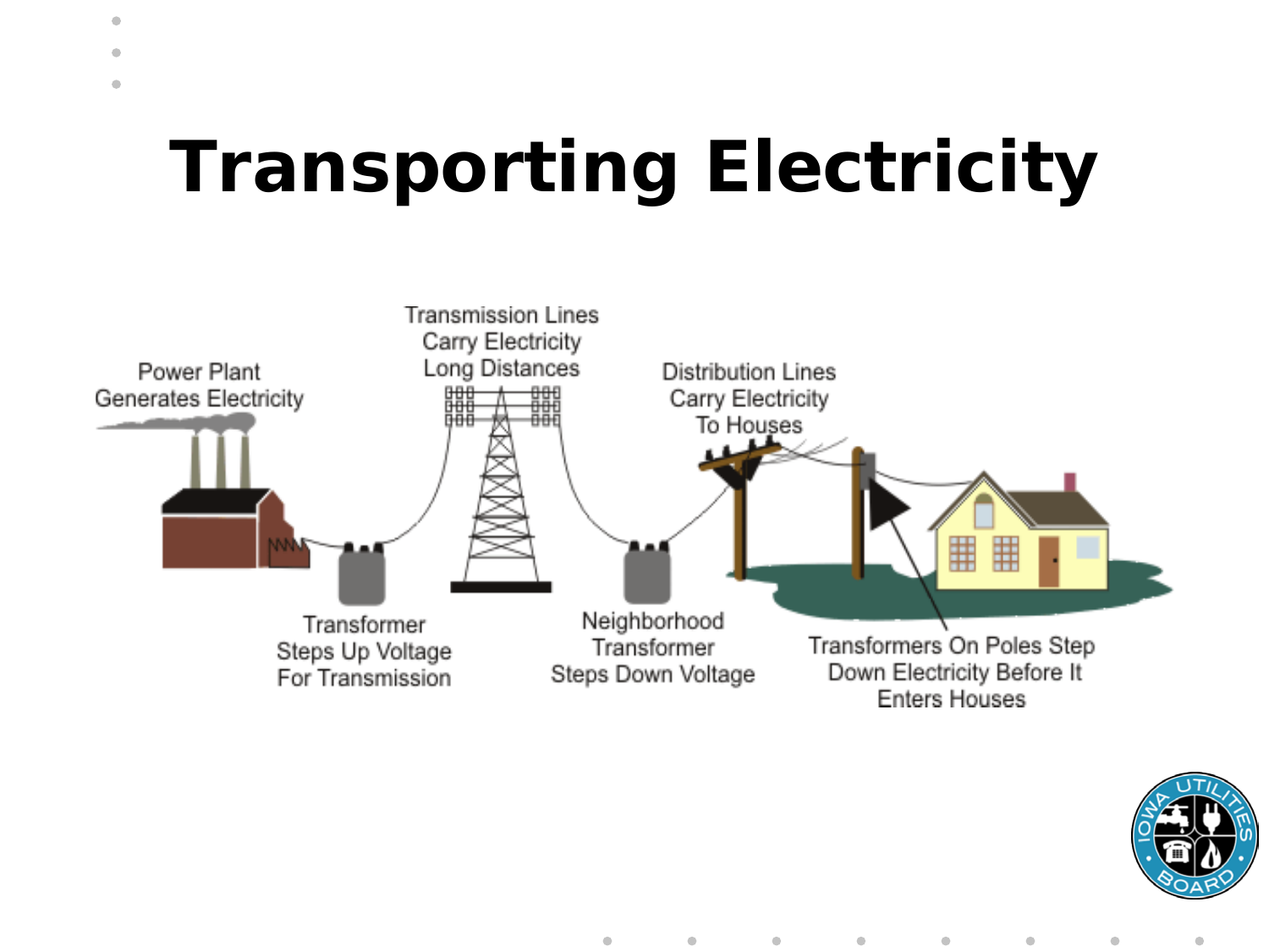# Transporting Electricity

Power Plant Generates Electricity

Transmission Lines Carry Electricity Long Distances

Distribution Lines Carry Electricity To Houses

Transformer Steps Up Voltage For Transmission

Neighborhood Transformer Steps Down Voltage

Transformers On Poles Step Down Electricity Before It Enters Houses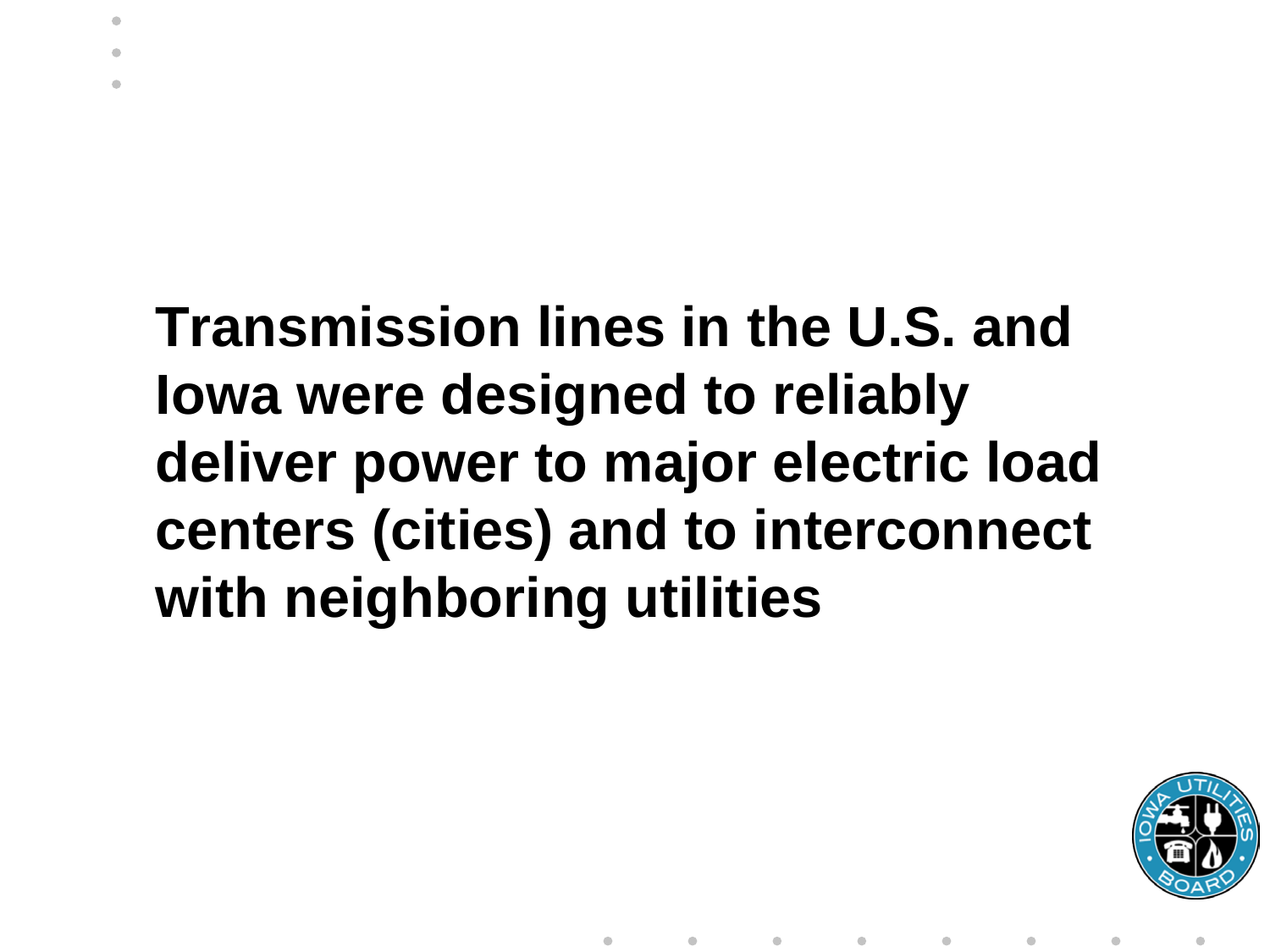**Transmission lines in the U.S. and Iowa were designed to reliably deliver power to major electric load centers (cities) and to interconnect with neighboring utilities**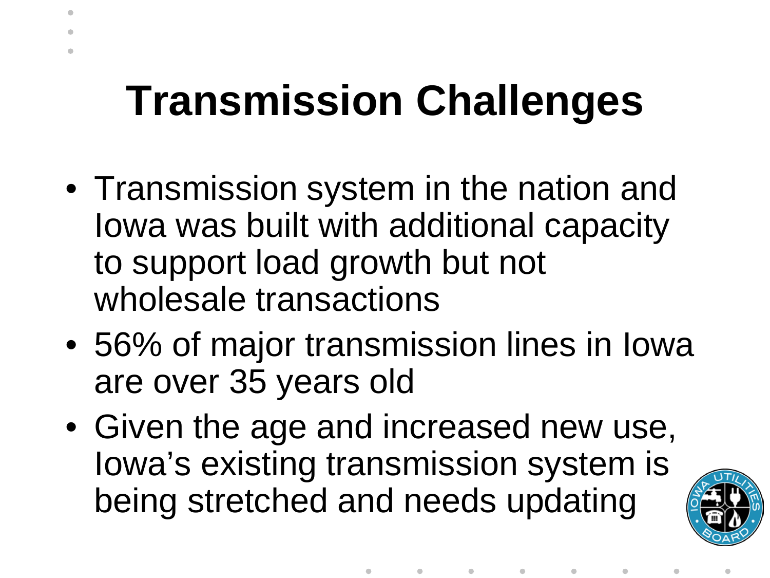# Transmission Challenges

- Transmission system in the nation and Iowa was built with additional capacity to support load growth but not wholesale transactions
- 56% of major transmission lines in Iowa are over 35 years old
- Given the age and increased new use, Iowa's existing transmission system is being stretched and needs updating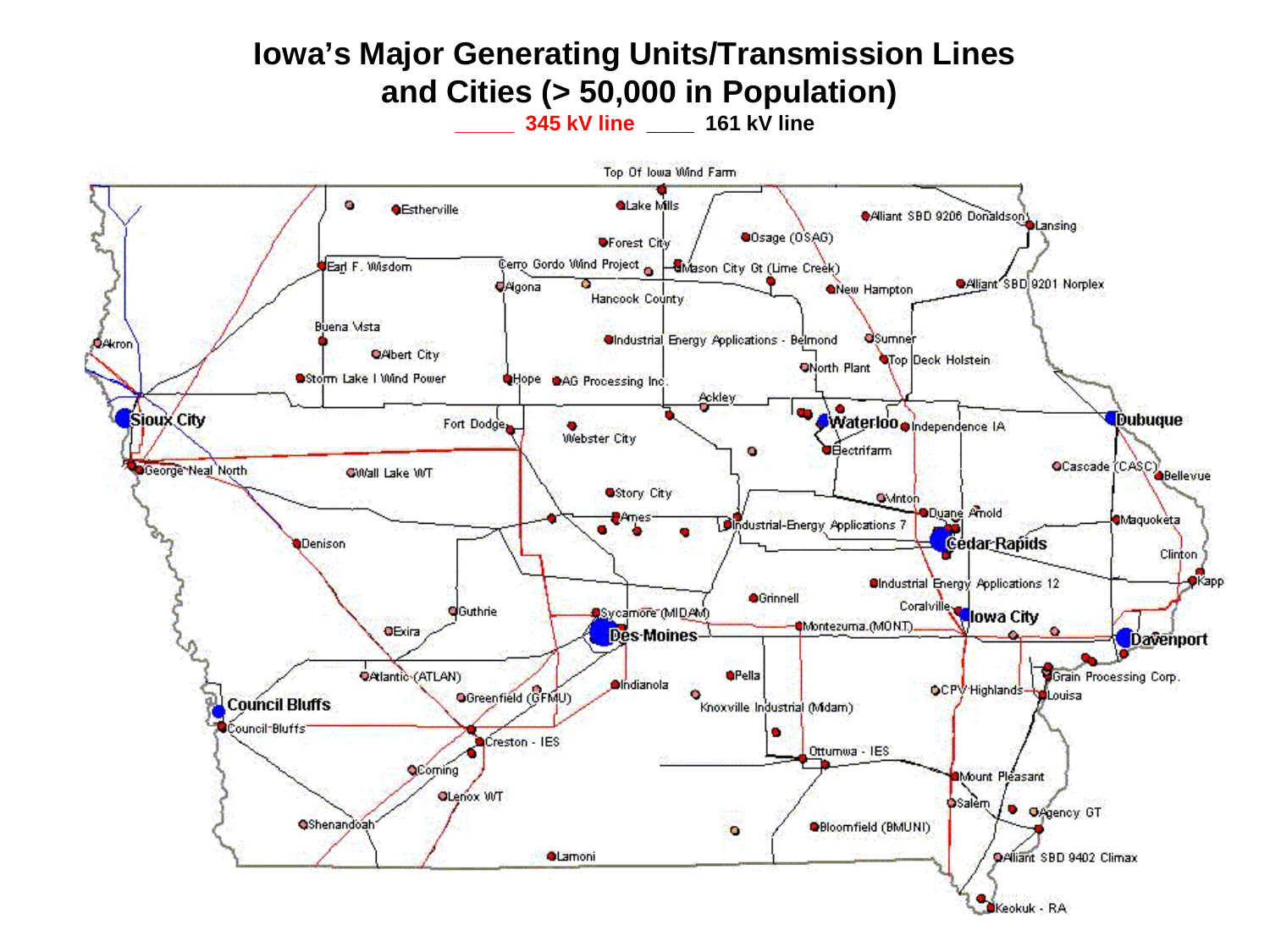# Iowa's Major Generating Units/Transmission Lines and Cities (> 50,000 in Population)

_____ 345 kV line ____ 161 kV line

Top Of Iowa Wind Farm

Estherville

Lake Mills

Alliant SBD 9206 Donaldson

Lansing

Forest City

Osage (OSAG)

Earl F. Wisdom

Cerro Gordo Wind Project

Mason City Gt (Lime Creek)

Algona

Hancock County

New Hampton

Alliant SBD 9201 Norplex

Buena Vista

Akron

Albert City

Industrial Energy Applications - Belmond

Sumner

North Plant

Top Deck Holstein

Storm Lake I Wind Power

Hope

AG Processing Inc.

Ackley

Sioux City

Fort Dodge

Webster City

Waterloo

Independence IA

Dubuque

Electrifarm

George Neal North

Wall Lake WT

Cascade (CASC)

Bellevue

Story City

Vinton

Ames

Duane Arnold

Maquoketa

Industrial-Energy Applications 7

Denison

Cedar Rapids

Clinton

Industrial Energy Applications 12

Kapp

Grinnell

Coralville

Guthrie

Sycamore (MIDAM)

Iowa City

Exira

Des Moines

Montezuma (MONT)

Davenport

Atlantic (ATLAN)

Pella

Grain Processing Corp.

Indianola

CPV Highlands

Greenfield (GFMU)

Louisa

Council Bluffs

Knoxville Industrial (Midam)

Council Bluffs

Creston - IES

Ottumwa - IES

Coming

Mount Pleasant

Lenox WT

Salem

Agency GT

Shenandoah

Bloomfield (BMUNI)

Lamoni

Alliant SBD 9402 Climax

Keokuk - RA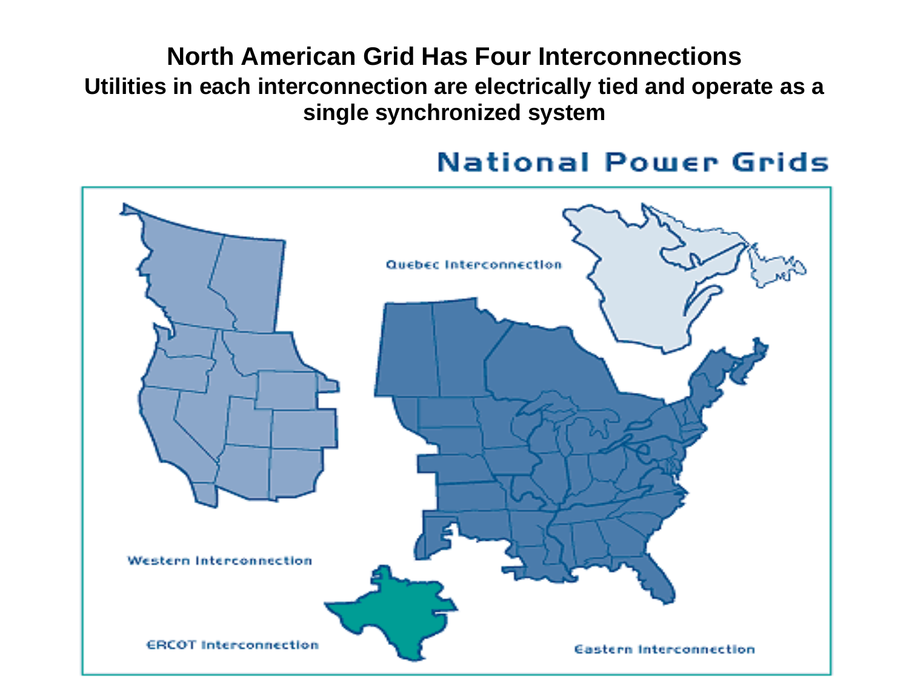# North American Grid Has Four Interconnections

**Utilities in each interconnection are electrically tied and operate as a single synchronized system**

National Power Grids

Quebec Interconnection

Western Interconnection

ERCOT Interconnection

Eastern Interconnection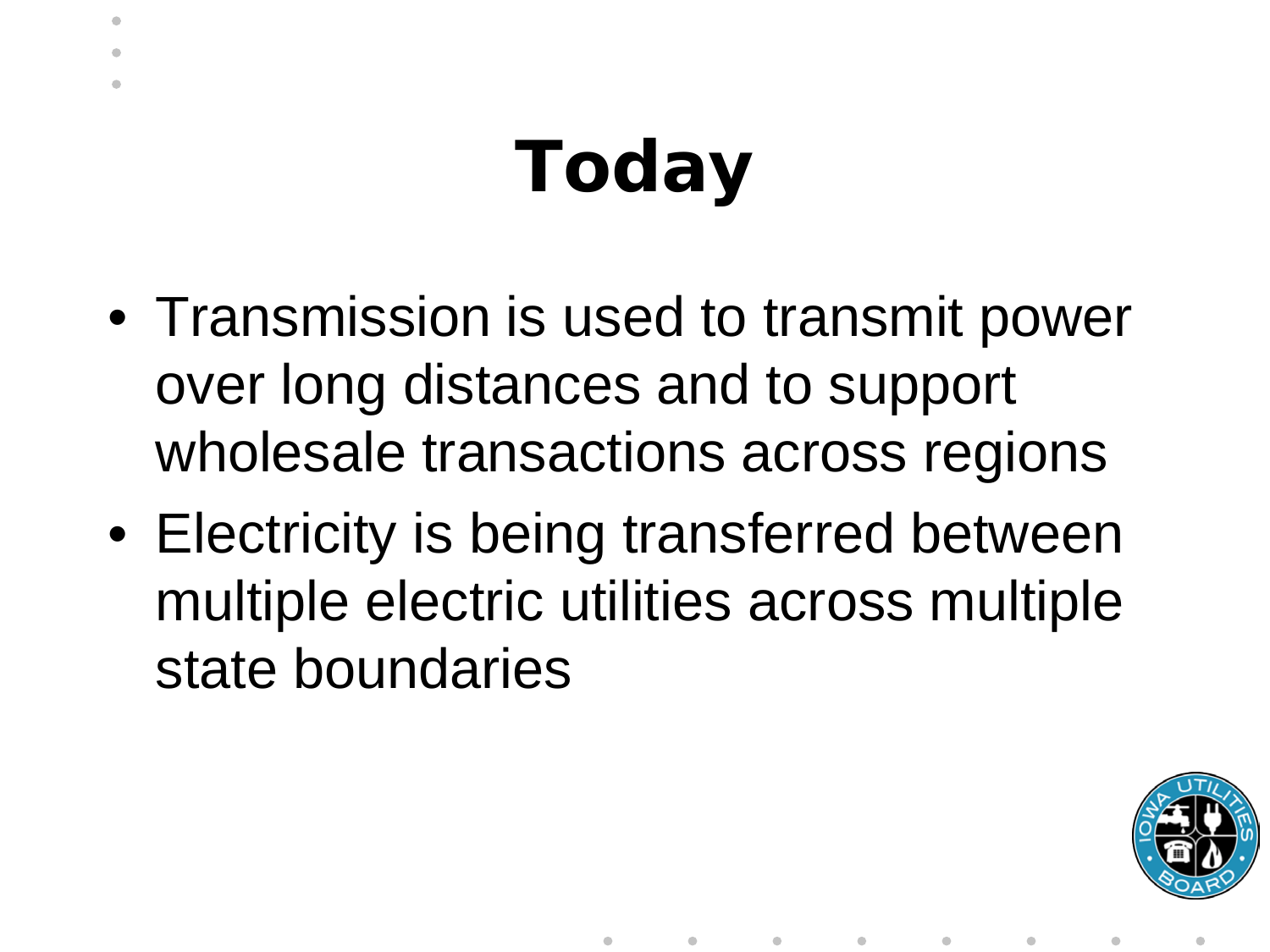# Today

- Transmission is used to transmit power over long distances and to support wholesale transactions across regions
- Electricity is being transferred between multiple electric utilities across multiple state boundaries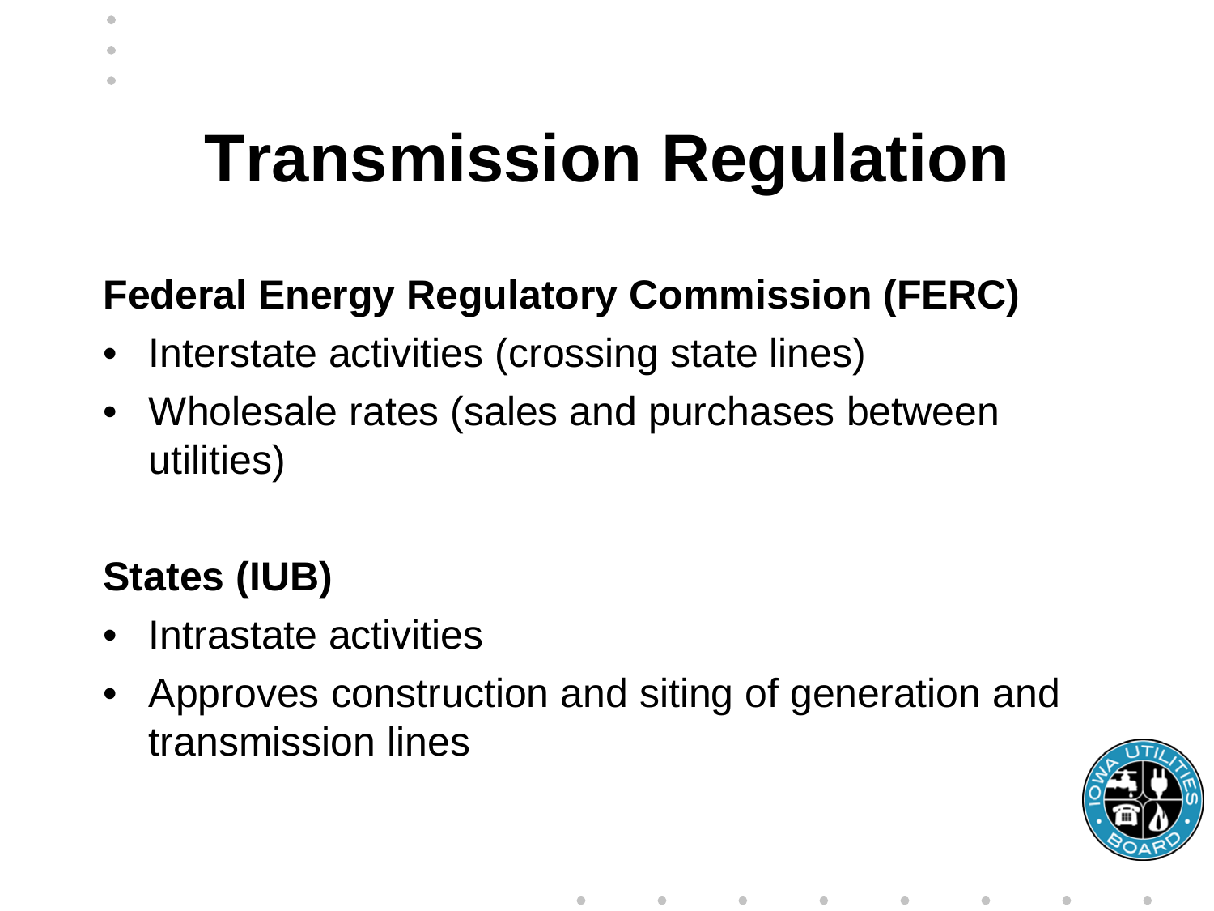# Transmission Regulation

**Federal Energy Regulatory Commission (FERC)**

- Interstate activities (crossing state lines)
- Wholesale rates (sales and purchases between utilities)

**States (IUB)**

- Intrastate activities
- Approves construction and siting of generation and transmission lines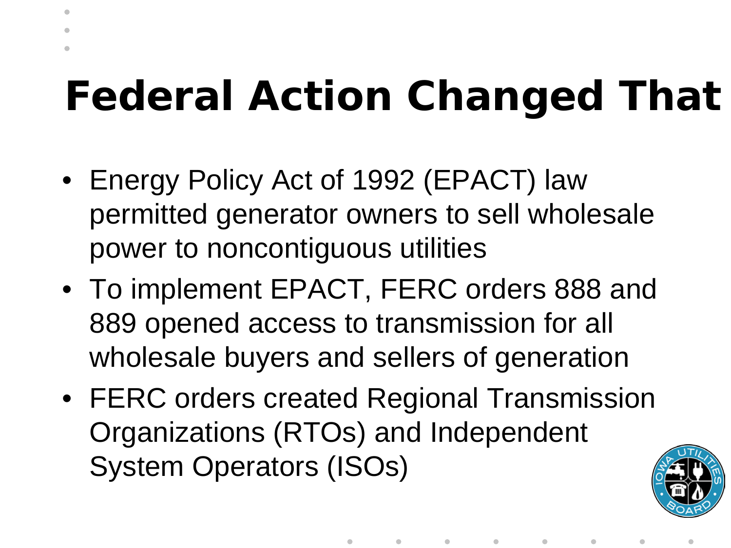# Federal Action Changed That

- Energy Policy Act of 1992 (EPACT) law permitted generator owners to sell wholesale power to noncontiguous utilities
- To implement EPACT, FERC orders 888 and 889 opened access to transmission for all wholesale buyers and sellers of generation
- FERC orders created Regional Transmission Organizations (RTOs) and Independent System Operators (ISOs)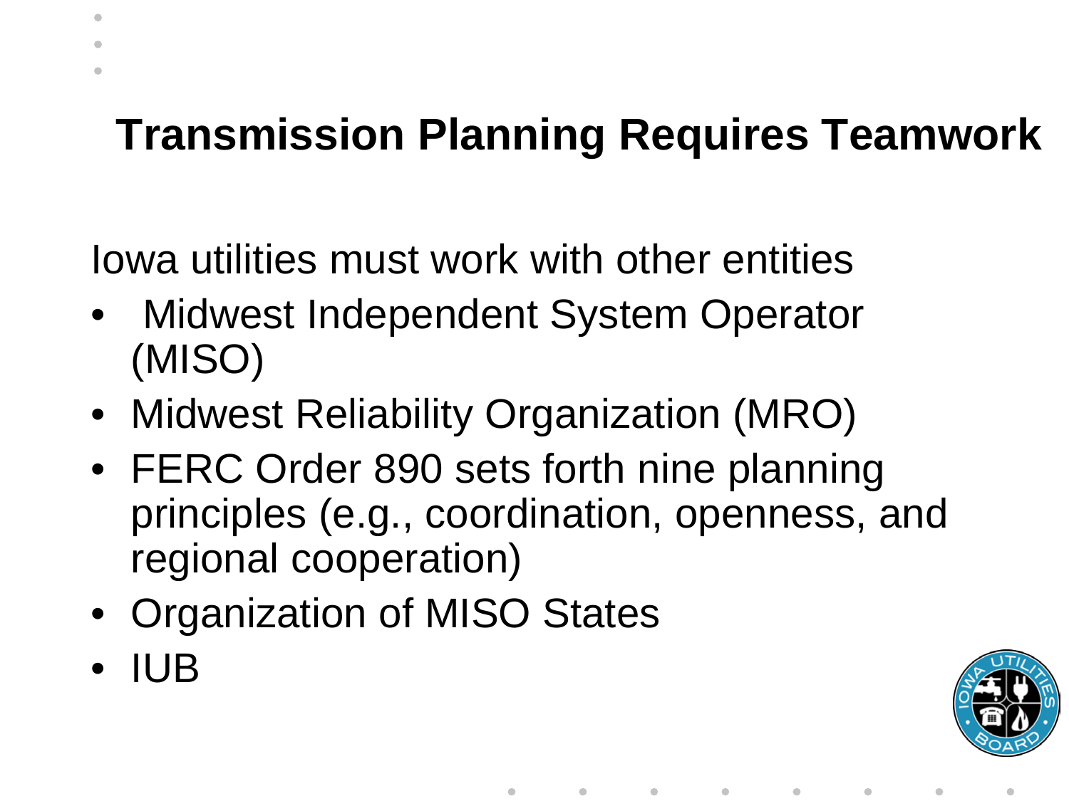# Transmission Planning Requires Teamwork

Iowa utilities must work with other entities

- Midwest Independent System Operator (MISO)
- Midwest Reliability Organization (MRO)
- FERC Order 890 sets forth nine planning principles (e.g., coordination, openness, and regional cooperation)
- Organization of MISO States
- IUB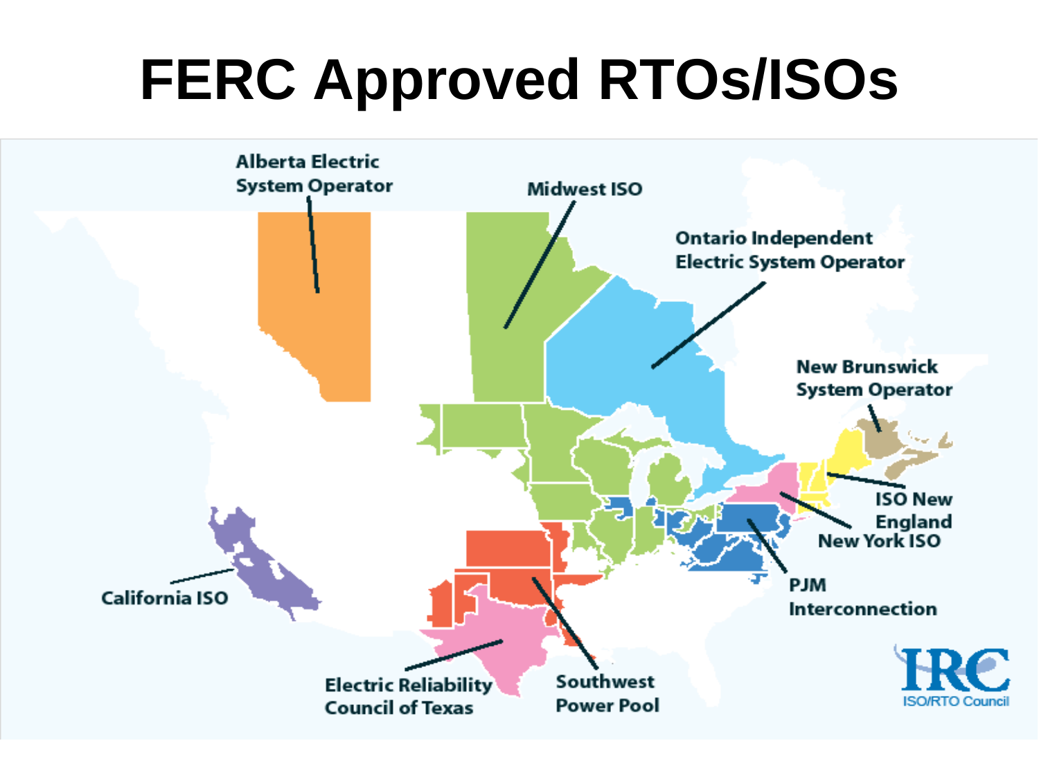# FERC Approved RTOs/ISOs

Alberta Electric System Operator

Midwest ISO

Ontario Independent Electric System Operator

New Brunswick System Operator

ISO New England

New York ISO

PJM Interconnection

California ISO

Electric Reliability Council of Texas

Southwest Power Pool

IRC ISO/RTO Council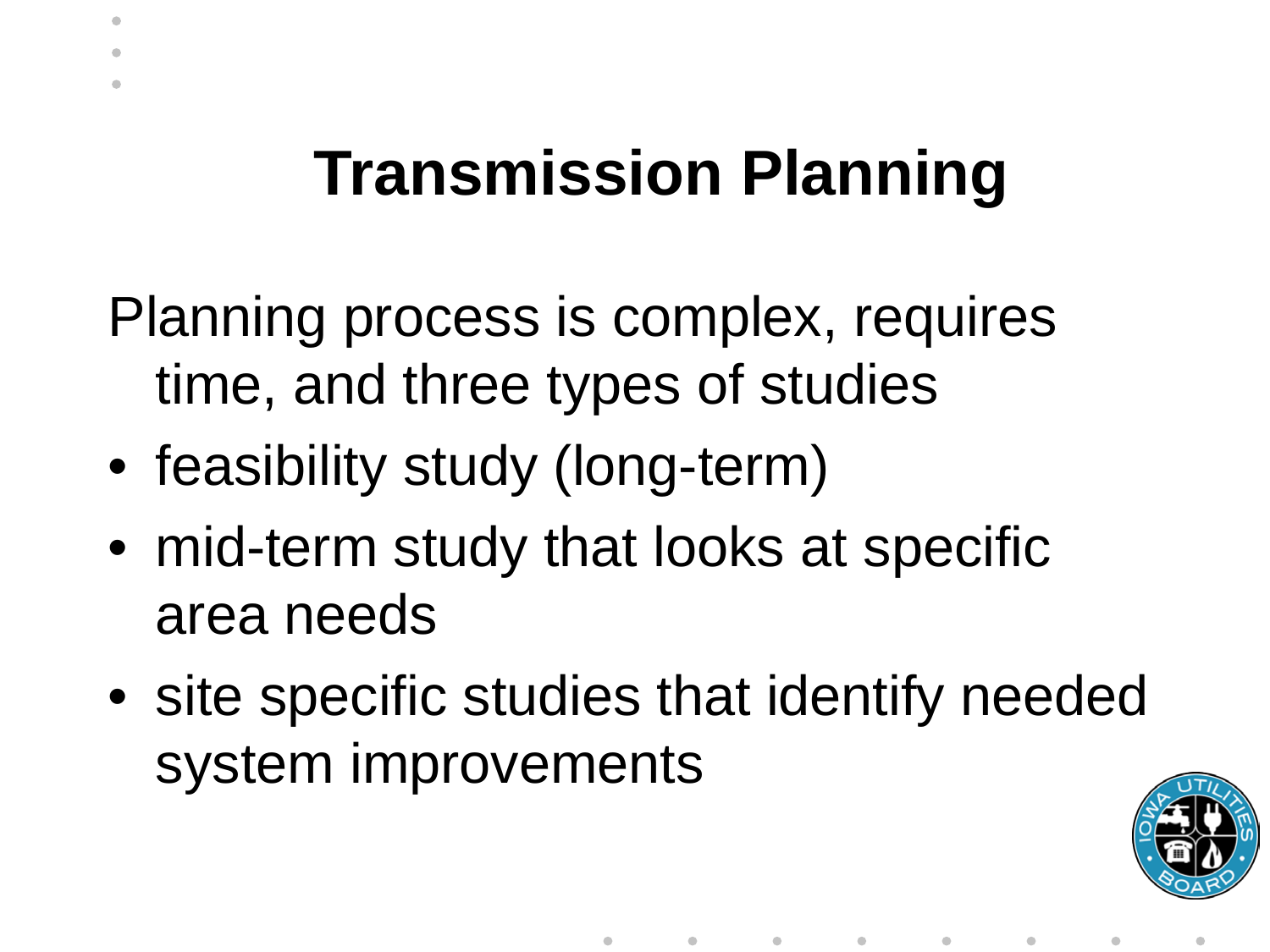# Transmission Planning

Planning process is complex, requires time, and three types of studies

- feasibility study (long-term)
- mid-term study that looks at specific area needs
- site specific studies that identify needed system improvements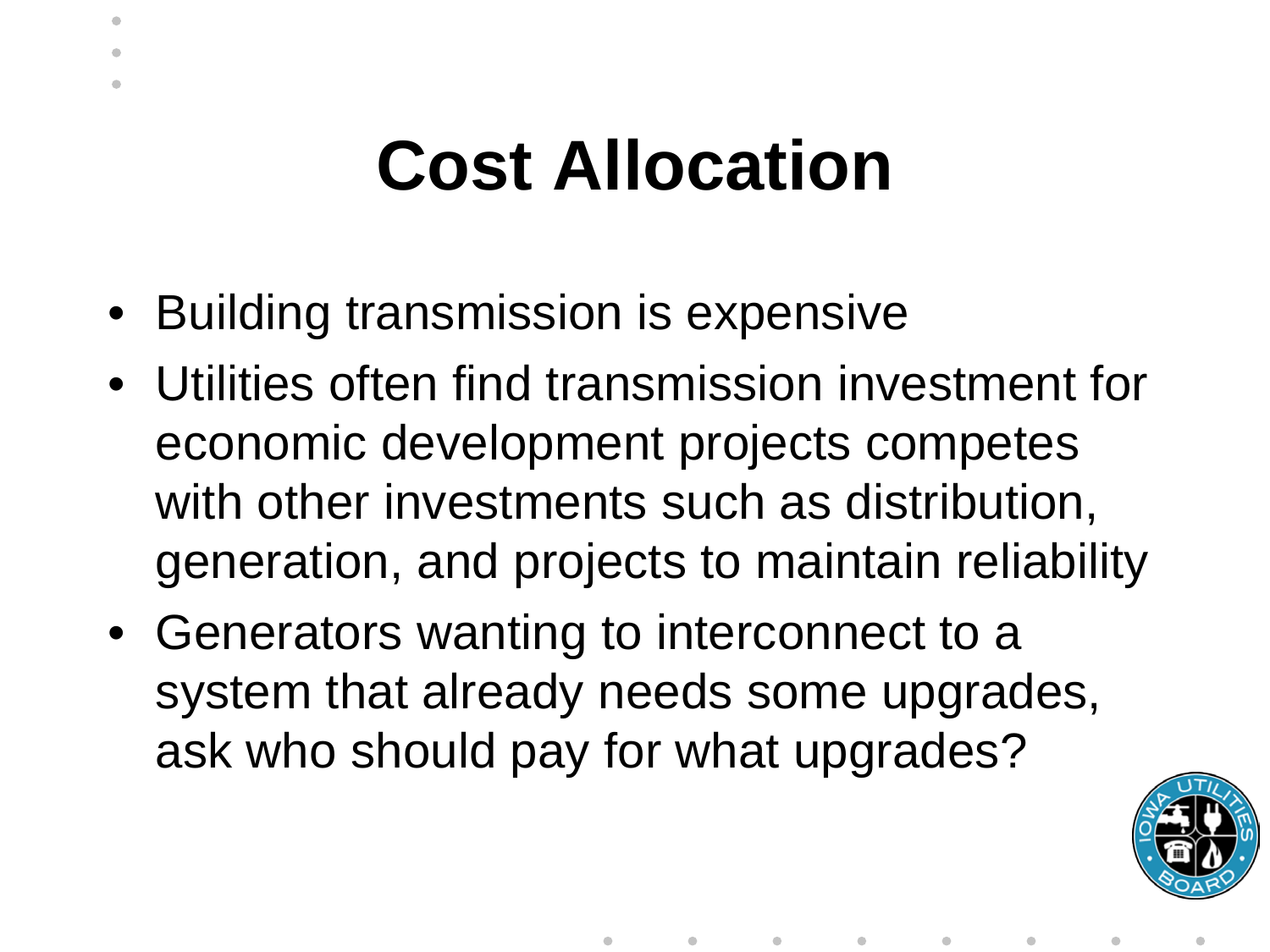# Cost Allocation

- Building transmission is expensive
- Utilities often find transmission investment for economic development projects competes with other investments such as distribution, generation, and projects to maintain reliability
- Generators wanting to interconnect to a system that already needs some upgrades, ask who should pay for what upgrades?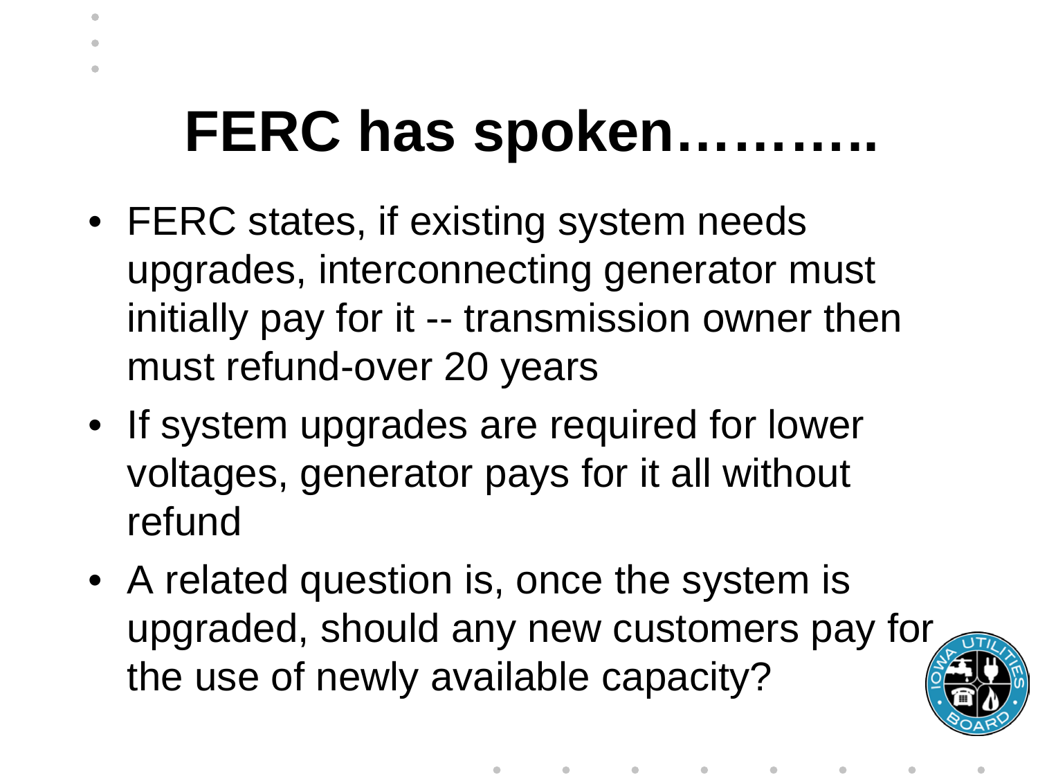# FERC has spoken………..

- FERC states, if existing system needs upgrades, interconnecting generator must initially pay for it -- transmission owner then must refund-over 20 years
- If system upgrades are required for lower voltages, generator pays for it all without refund
- A related question is, once the system is upgraded, should any new customers pay for the use of newly available capacity?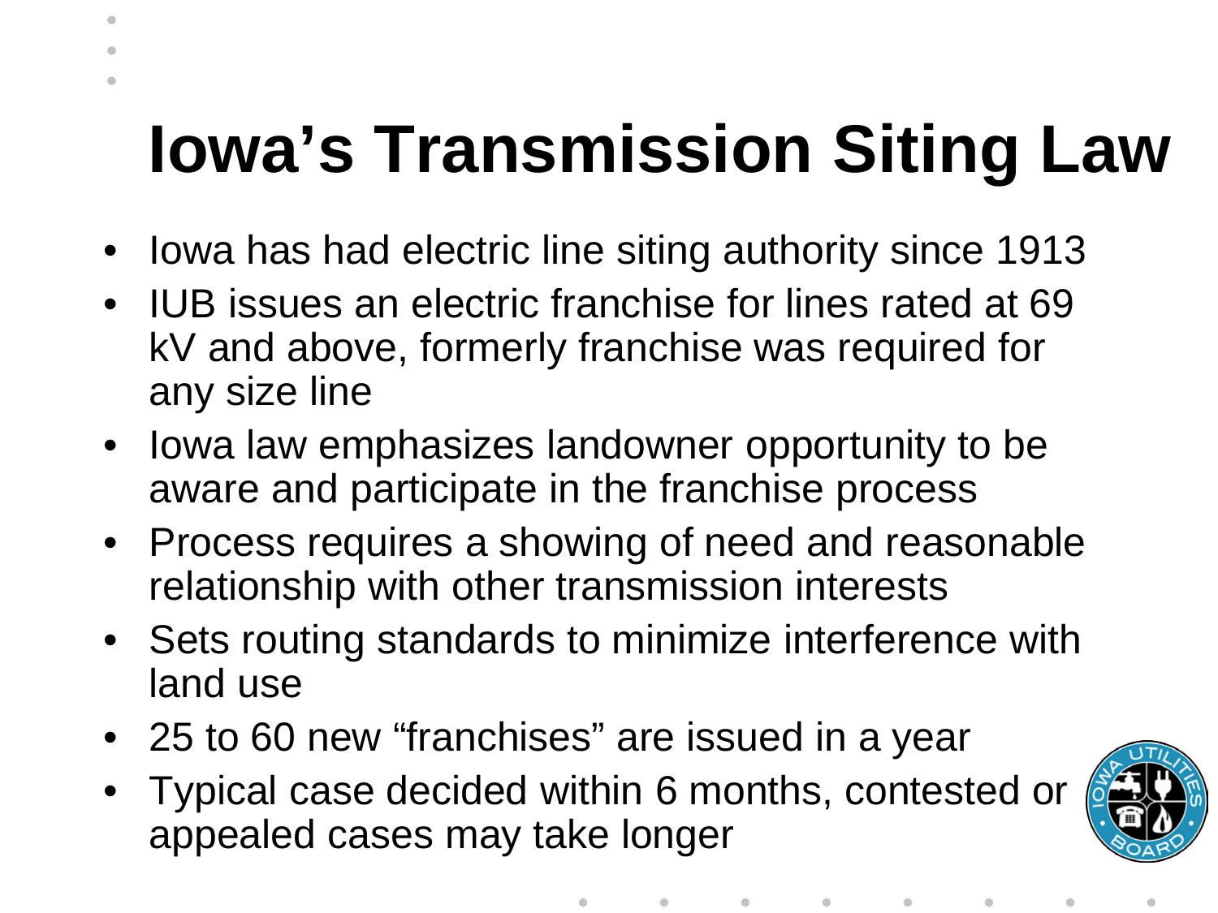# Iowa's Transmission Siting Law

- Iowa has had electric line siting authority since 1913
- IUB issues an electric franchise for lines rated at 69 kV and above, formerly franchise was required for any size line
- Iowa law emphasizes landowner opportunity to be aware and participate in the franchise process
- Process requires a showing of need and reasonable relationship with other transmission interests
- Sets routing standards to minimize interference with land use
- 25 to 60 new "franchises" are issued in a year
- Typical case decided within 6 months, contested or appealed cases may take longer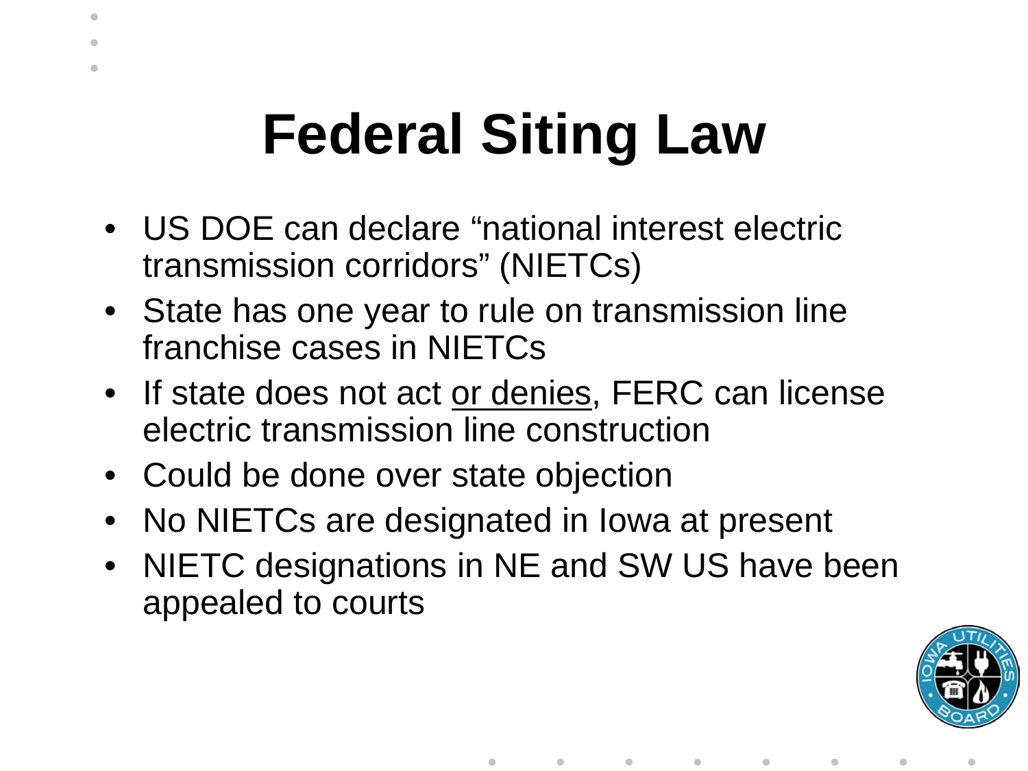# Federal Siting Law

- US DOE can declare "national interest electric transmission corridors" (NIETCs)
- State has one year to rule on transmission line franchise cases in NIETCs
- If state does not act <u>or denies</u>, FERC can license electric transmission line construction
- Could be done over state objection
- No NIETCs are designated in Iowa at present
- NIETC designations in NE and SW US have been appealed to courts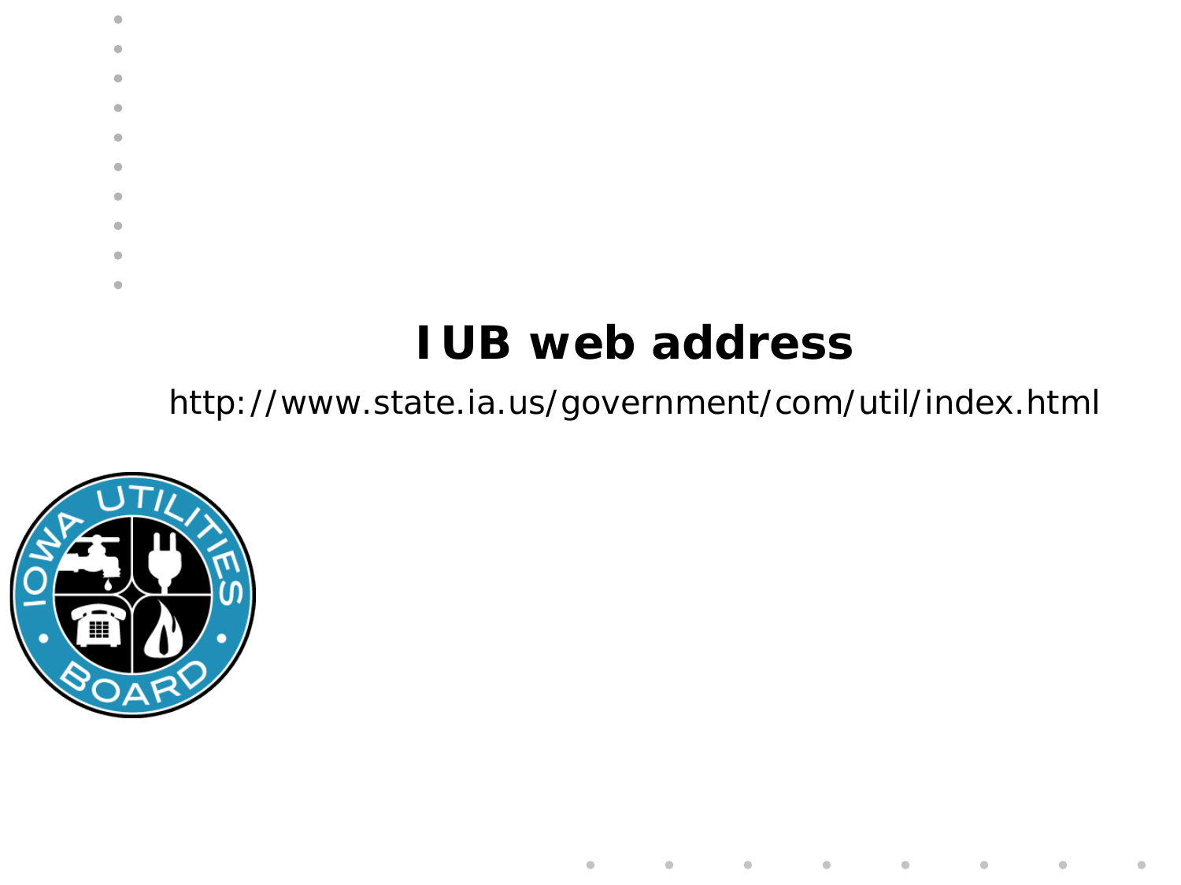# IUB web address

http://www.state.ia.us/government/com/util/index.html